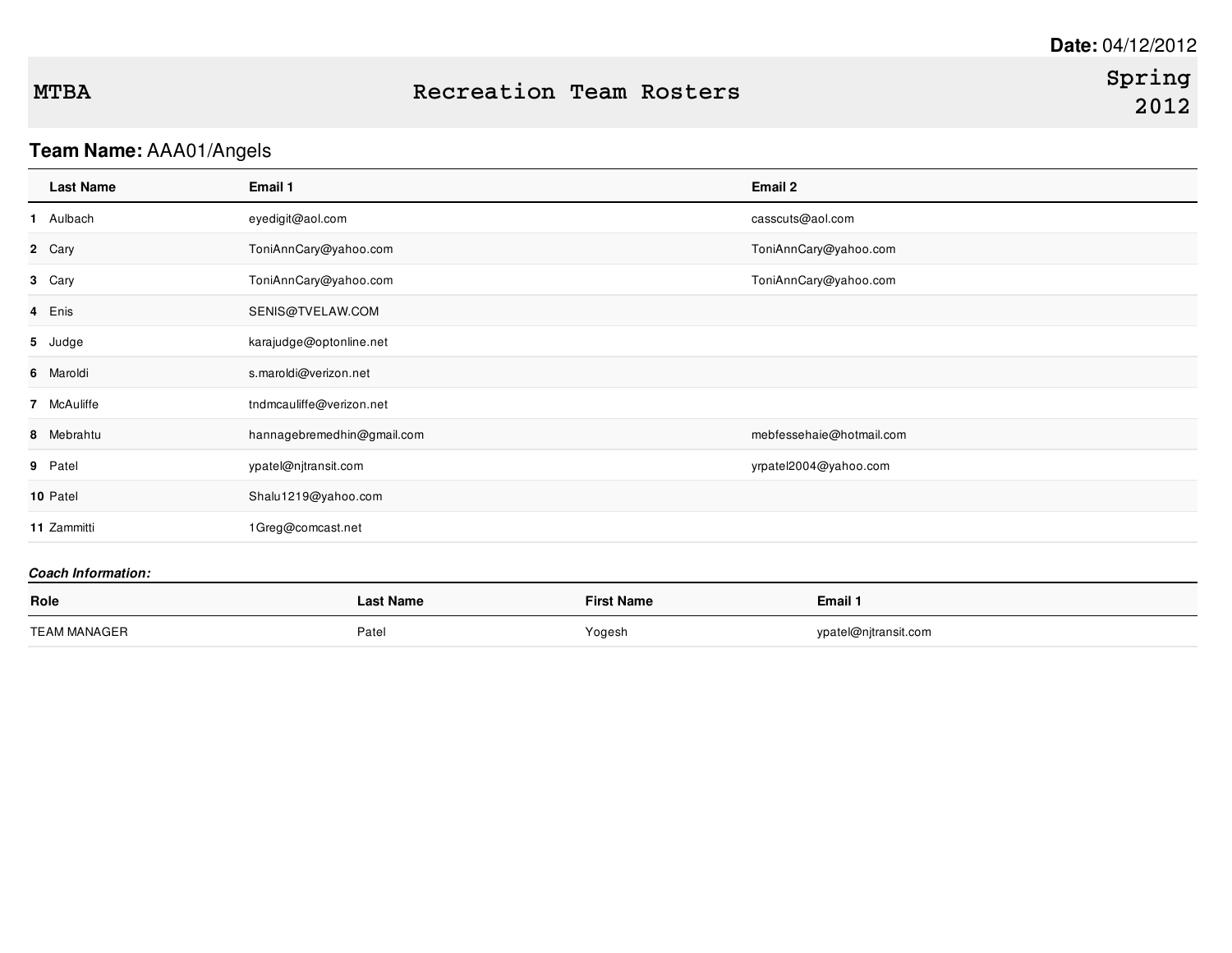**Date:** 04/12/2012

# MTBA — Recreation Team Rosters — Spring 2012

## Team Name: AAA01/Angels

| | Last Name | Email 1 | Email 2 |
|---|---|---|---|
| 1 | Aulbach | eyedigit@aol.com | casscuts@aol.com |
| 2 | Cary | ToniAnnCary@yahoo.com | ToniAnnCary@yahoo.com |
| 3 | Cary | ToniAnnCary@yahoo.com | ToniAnnCary@yahoo.com |
| 4 | Enis | SENIS@TVELAW.COM | |
| 5 | Judge | karajudge@optonline.net | |
| 6 | Maroldi | s.maroldi@verizon.net | |
| 7 | McAuliffe | tndmcauliffe@verizon.net | |
| 8 | Mebrahtu | hannagebremedhin@gmail.com | mebfessehaie@hotmail.com |
| 9 | Patel | ypatel@njtransit.com | yrpatel2004@yahoo.com |
| 10 | Patel | Shalu1219@yahoo.com | |
| 11 | Zammitti | 1Greg@comcast.net | |

***Coach Information:***

| Role | Last Name | First Name | Email 1 |
|---|---|---|---|
| TEAM MANAGER | Patel | Yogesh | ypatel@njtransit.com |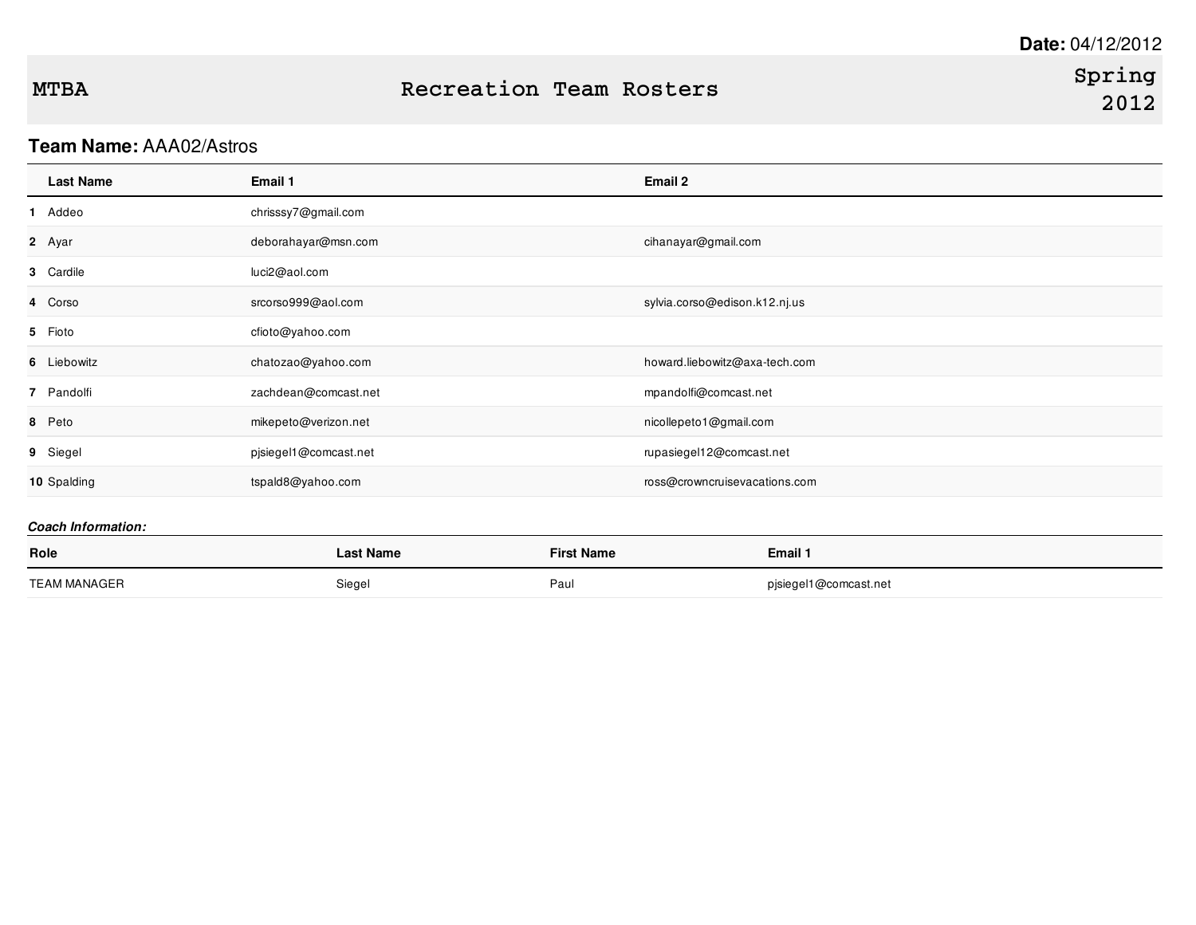**Date:** 04/12/2012

# MTBA — Recreation Team Rosters — Spring 2012

**Team Name:** AAA02/Astros

| | Last Name | Email 1 | Email 2 |
|---|---|---|---|
| 1 | Addeo | chrisssy7@gmail.com | |
| 2 | Ayar | deborahayar@msn.com | cihanayar@gmail.com |
| 3 | Cardile | luci2@aol.com | |
| 4 | Corso | srcorso999@aol.com | sylvia.corso@edison.k12.nj.us |
| 5 | Fioto | cfioto@yahoo.com | |
| 6 | Liebowitz | chatozao@yahoo.com | howard.liebowitz@axa-tech.com |
| 7 | Pandolfi | zachdean@comcast.net | mpandolfi@comcast.net |
| 8 | Peto | mikepeto@verizon.net | nicollepeto1@gmail.com |
| 9 | Siegel | pjsiegel1@comcast.net | rupasiegel12@comcast.net |
| 10 | Spalding | tspald8@yahoo.com | ross@crowncruisevacations.com |

***Coach Information:***

| Role | Last Name | First Name | Email 1 |
|---|---|---|---|
| TEAM MANAGER | Siegel | Paul | pjsiegel1@comcast.net |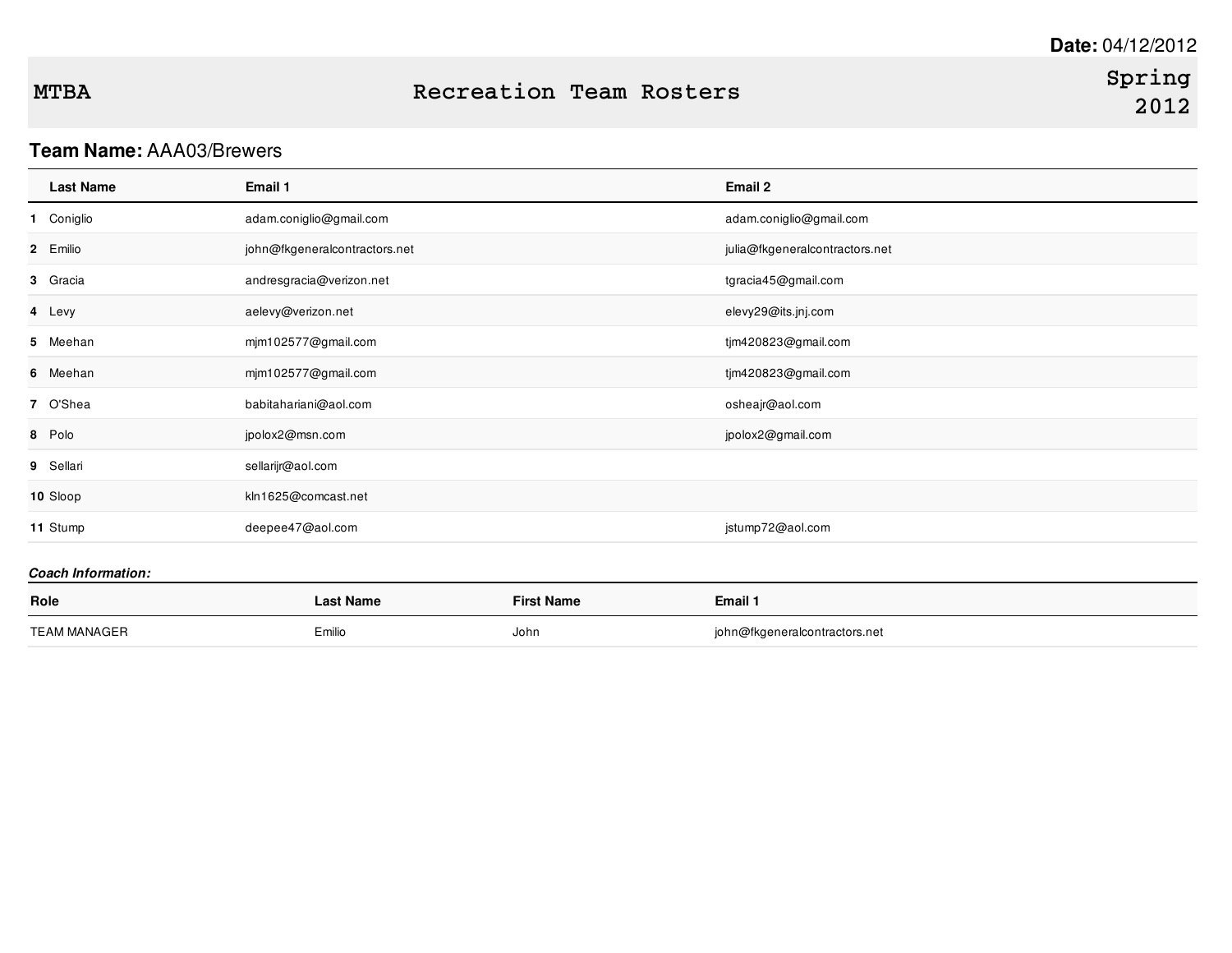Date: 04/12/2012

**MTBA** — **Recreation Team Rosters** — **Spring 2012**

**Team Name:** AAA03/Brewers

| | Last Name | Email 1 | Email 2 |
|---|---|---|---|
| 1 | Coniglio | adam.coniglio@gmail.com | adam.coniglio@gmail.com |
| 2 | Emilio | john@fkgeneralcontractors.net | julia@fkgeneralcontractors.net |
| 3 | Gracia | andresgracia@verizon.net | tgracia45@gmail.com |
| 4 | Levy | aelevy@verizon.net | elevy29@its.jnj.com |
| 5 | Meehan | mjm102577@gmail.com | tjm420823@gmail.com |
| 6 | Meehan | mjm102577@gmail.com | tjm420823@gmail.com |
| 7 | O'Shea | babitahariani@aol.com | osheajr@aol.com |
| 8 | Polo | jpolox2@msn.com | jpolox2@gmail.com |
| 9 | Sellari | sellarijr@aol.com | |
| 10 | Sloop | kln1625@comcast.net | |
| 11 | Stump | deepee47@aol.com | jstump72@aol.com |

***Coach Information:***

| Role | Last Name | First Name | Email 1 |
|---|---|---|---|
| TEAM MANAGER | Emilio | John | john@fkgeneralcontractors.net |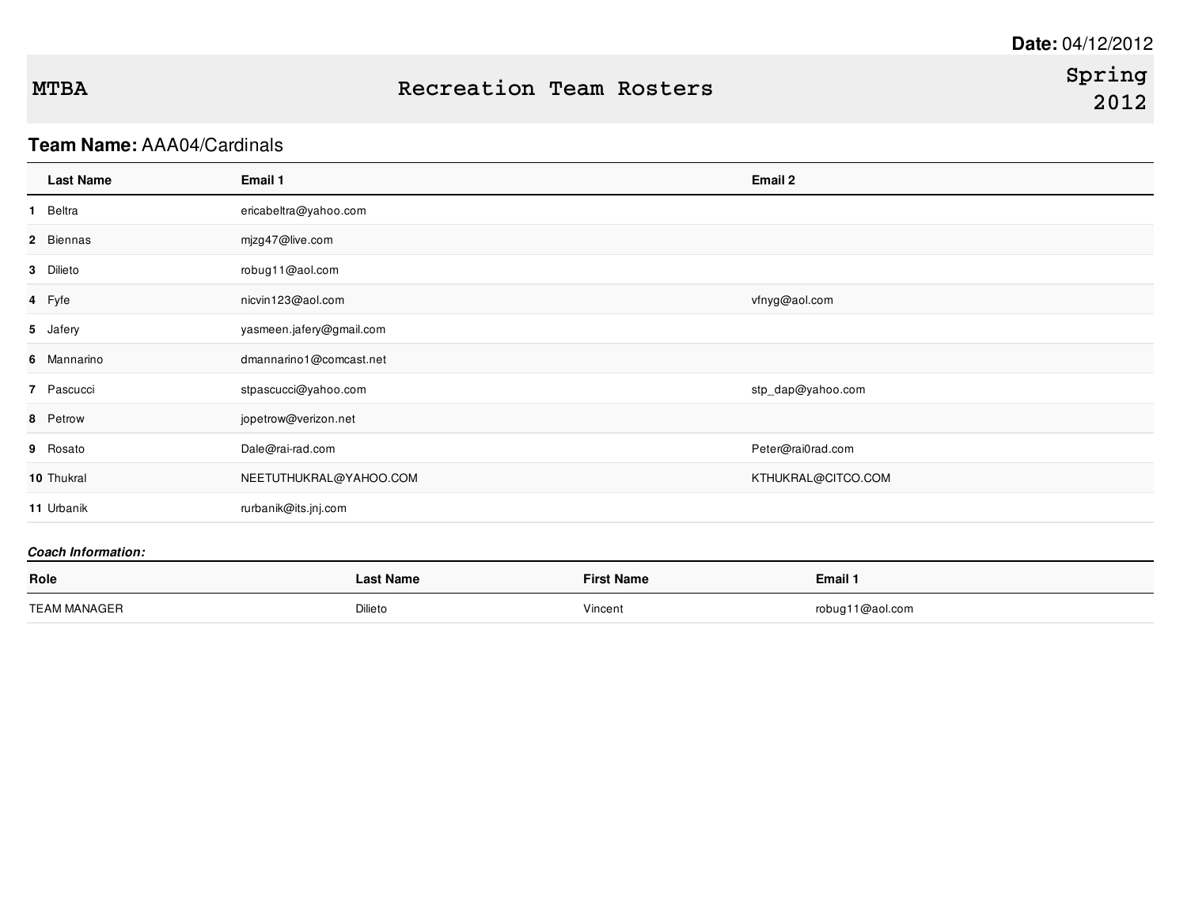**Date:** 04/12/2012

**MTBA** **Recreation Team Rosters** **Spring 2012**

**Team Name:** AAA04/Cardinals

| | Last Name | Email 1 | Email 2 |
|---|---|---|---|
| 1 | Beltra | ericabeltra@yahoo.com | |
| 2 | Biennas | mjzg47@live.com | |
| 3 | Dilieto | robug11@aol.com | |
| 4 | Fyfe | nicvin123@aol.com | vfnyg@aol.com |
| 5 | Jafery | yasmeen.jafery@gmail.com | |
| 6 | Mannarino | dmannarino1@comcast.net | |
| 7 | Pascucci | stpascucci@yahoo.com | stp_dap@yahoo.com |
| 8 | Petrow | jopetrow@verizon.net | |
| 9 | Rosato | Dale@rai-rad.com | Peter@rai0rad.com |
| 10 | Thukral | NEETUTHUKRAL@YAHOO.COM | KTHUKRAL@CITCO.COM |
| 11 | Urbanik | rurbanik@its.jnj.com | |

***Coach Information:***

| Role | Last Name | First Name | Email 1 |
|---|---|---|---|
| TEAM MANAGER | Dilieto | Vincent | robug11@aol.com |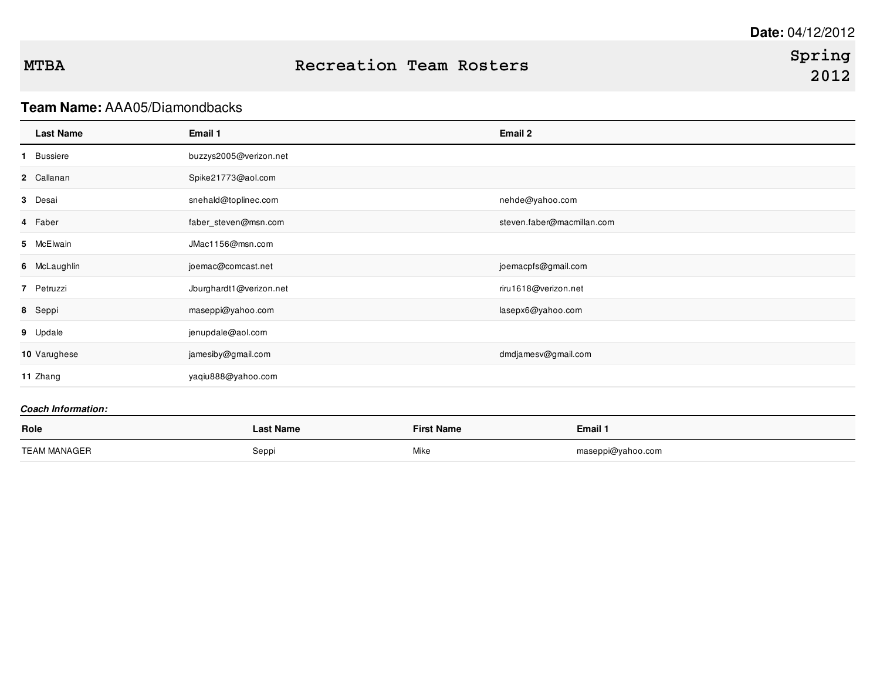**Date:** 04/12/2012

# MTBA Recreation Team Rosters Spring 2012

**Team Name:** AAA05/Diamondbacks

| | Last Name | Email 1 | Email 2 |
|---|---|---|---|
| 1 | Bussiere | buzzys2005@verizon.net | |
| 2 | Callanan | Spike21773@aol.com | |
| 3 | Desai | snehald@toplinec.com | nehde@yahoo.com |
| 4 | Faber | faber_steven@msn.com | steven.faber@macmillan.com |
| 5 | McElwain | JMac1156@msn.com | |
| 6 | McLaughlin | joemac@comcast.net | joemacpfs@gmail.com |
| 7 | Petruzzi | Jburghardt1@verizon.net | riru1618@verizon.net |
| 8 | Seppi | maseppi@yahoo.com | lasepx6@yahoo.com |
| 9 | Updale | jenupdale@aol.com | |
| 10 | Varughese | jamesiby@gmail.com | dmdjamesv@gmail.com |
| 11 | Zhang | yaqiu888@yahoo.com | |

***Coach Information:***

| Role | Last Name | First Name | Email 1 |
|---|---|---|---|
| TEAM MANAGER | Seppi | Mike | maseppi@yahoo.com |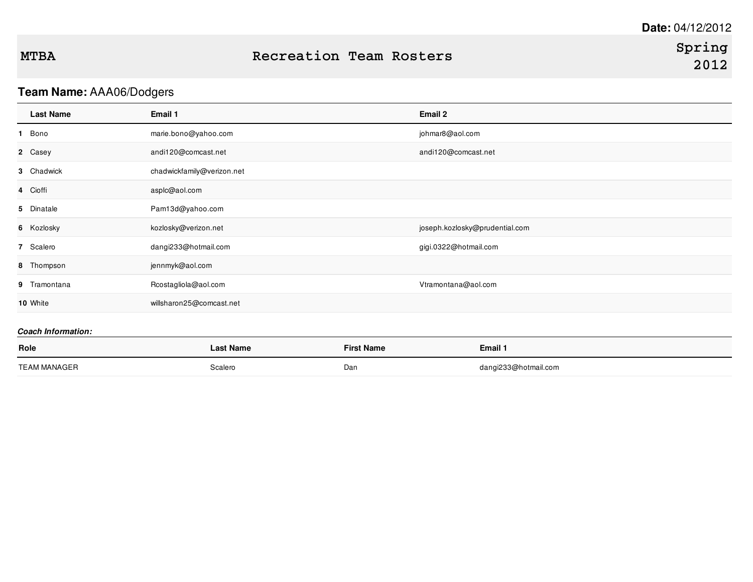**Date:** 04/12/2012

# MTBA Recreation Team Rosters Spring 2012

**Team Name:** AAA06/Dodgers

| | Last Name | Email 1 | Email 2 |
|---|---|---|---|
| 1 | Bono | marie.bono@yahoo.com | johmar8@aol.com |
| 2 | Casey | andi120@comcast.net | andi120@comcast.net |
| 3 | Chadwick | chadwickfamily@verizon.net | |
| 4 | Cioffi | asplc@aol.com | |
| 5 | Dinatale | Pam13d@yahoo.com | |
| 6 | Kozlosky | kozlosky@verizon.net | joseph.kozlosky@prudential.com |
| 7 | Scalero | dangi233@hotmail.com | gigi.0322@hotmail.com |
| 8 | Thompson | jennmyk@aol.com | |
| 9 | Tramontana | Rcostagliola@aol.com | Vtramontana@aol.com |
| 10 | White | willsharon25@comcast.net | |

***Coach Information:***

| Role | Last Name | First Name | Email 1 |
|---|---|---|---|
| TEAM MANAGER | Scalero | Dan | dangi233@hotmail.com |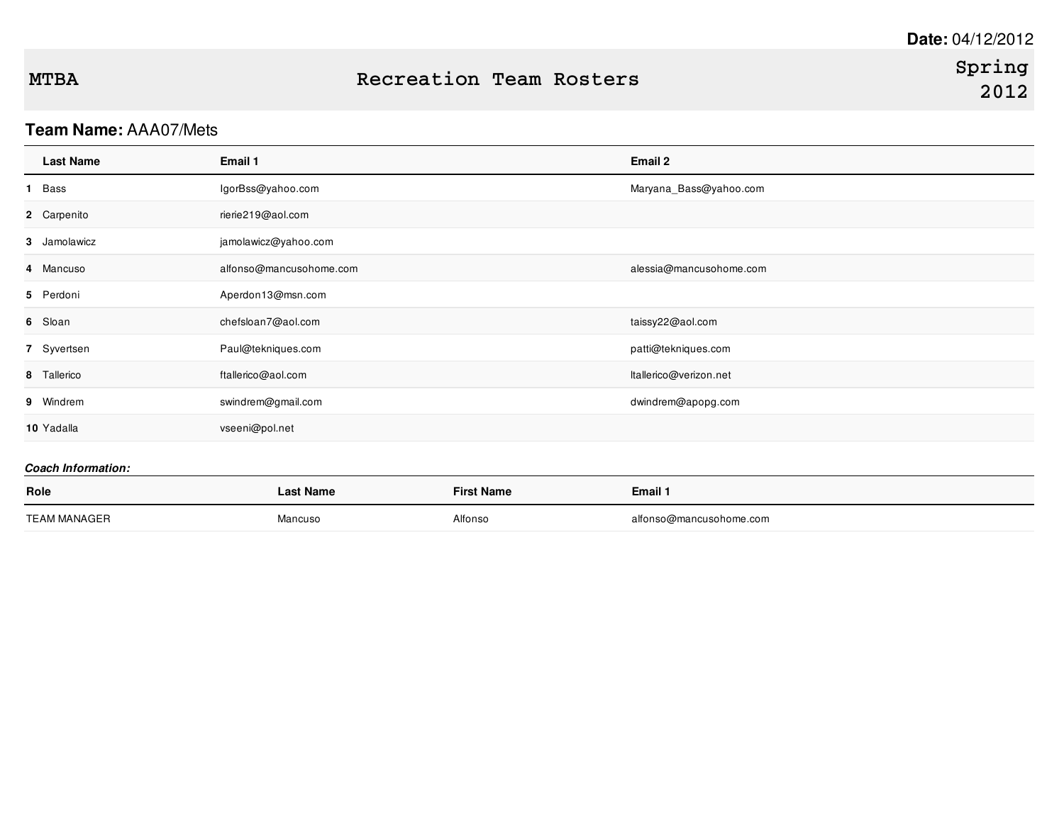Date: 04/12/2012

# MTBA — Recreation Team Rosters — Spring 2012

**Team Name:** AAA07/Mets

| | Last Name | Email 1 | Email 2 |
|---|---|---|---|
| 1 | Bass | IgorBss@yahoo.com | Maryana_Bass@yahoo.com |
| 2 | Carpenito | rierie219@aol.com | |
| 3 | Jamolawicz | jamolawicz@yahoo.com | |
| 4 | Mancuso | alfonso@mancusohome.com | alessia@mancusohome.com |
| 5 | Perdoni | Aperdon13@msn.com | |
| 6 | Sloan | chefsloan7@aol.com | taissy22@aol.com |
| 7 | Syvertsen | Paul@tekniques.com | patti@tekniques.com |
| 8 | Tallerico | ftallerico@aol.com | ltallerico@verizon.net |
| 9 | Windrem | swindrem@gmail.com | dwindrem@apopg.com |
| 10 | Yadalla | vseeni@pol.net | |

***Coach Information:***

| Role | Last Name | First Name | Email 1 |
|---|---|---|---|
| TEAM MANAGER | Mancuso | Alfonso | alfonso@mancusohome.com |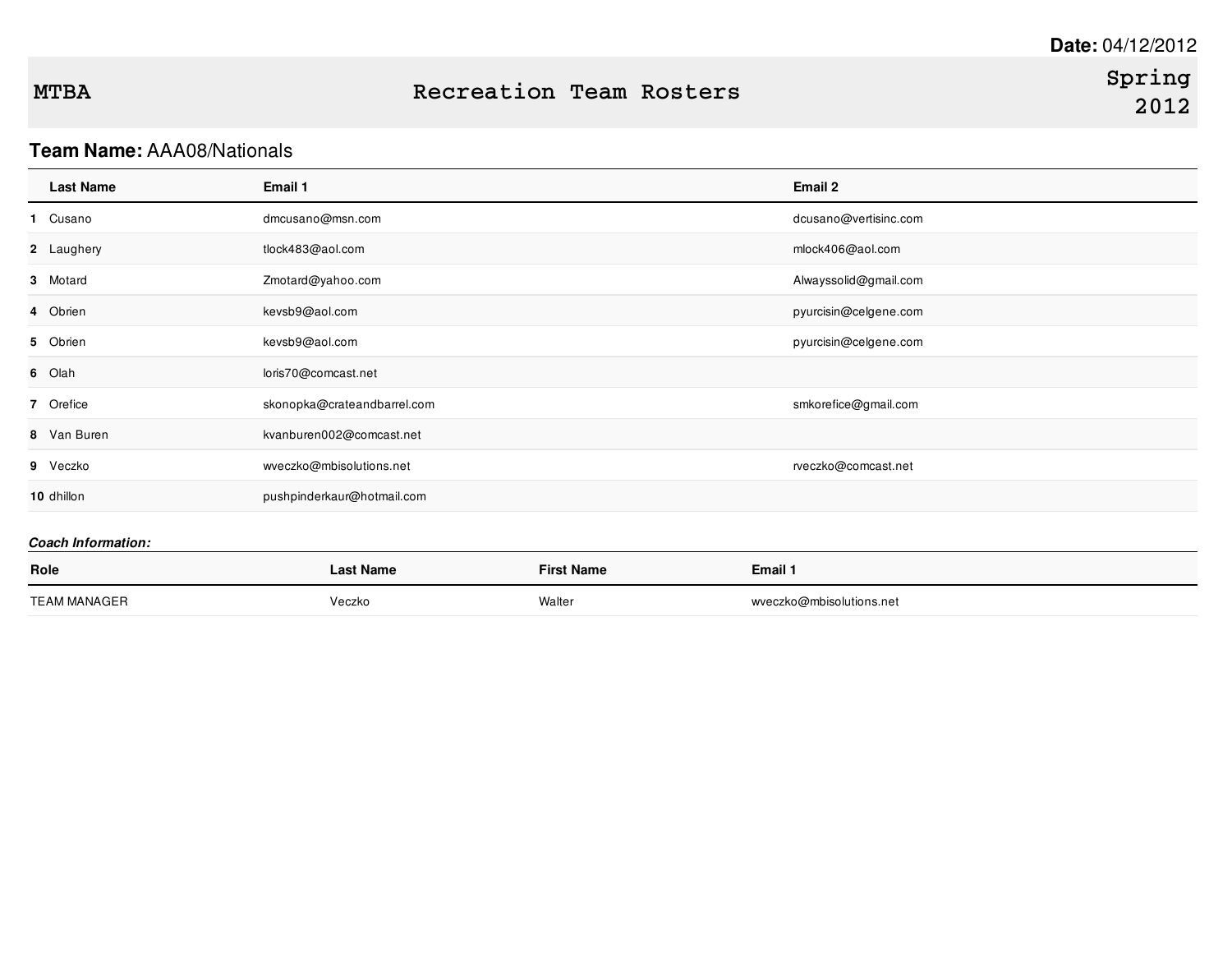**Date:** 04/12/2012

# MTBA — Recreation Team Rosters — Spring 2012

**Team Name:** AAA08/Nationals

| | Last Name | Email 1 | Email 2 |
|---|---|---|---|
| **1** | Cusano | dmcusano@msn.com | dcusano@vertisinc.com |
| **2** | Laughery | tlock483@aol.com | mlock406@aol.com |
| **3** | Motard | Zmotard@yahoo.com | Alwayssolid@gmail.com |
| **4** | Obrien | kevsb9@aol.com | pyurcisin@celgene.com |
| **5** | Obrien | kevsb9@aol.com | pyurcisin@celgene.com |
| **6** | Olah | loris70@comcast.net | |
| **7** | Orefice | skonopka@crateandbarrel.com | smkorefice@gmail.com |
| **8** | Van Buren | kvanburen002@comcast.net | |
| **9** | Veczko | wveczko@mbisolutions.net | rveczko@comcast.net |
| **10** | dhillon | pushpinderkaur@hotmail.com | |

***Coach Information:***

| Role | Last Name | First Name | Email 1 |
|---|---|---|---|
| TEAM MANAGER | Veczko | Walter | wveczko@mbisolutions.net |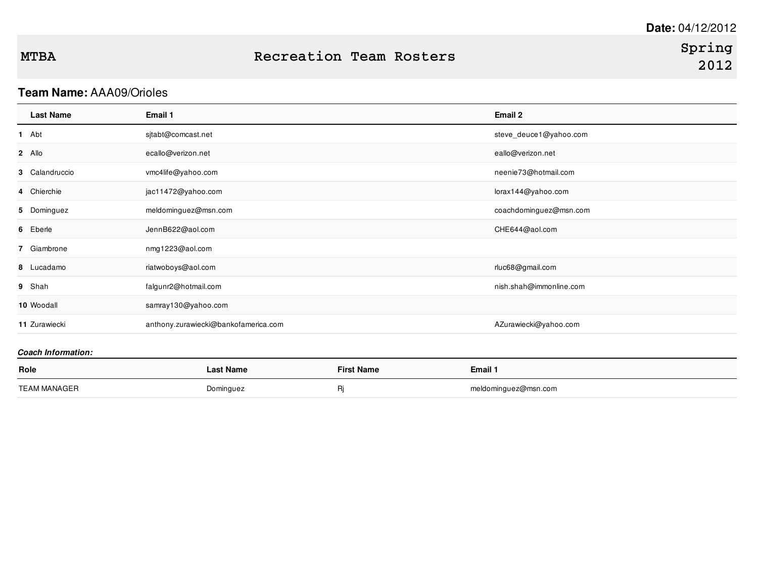**Date:** 04/12/2012

# MTBA Recreation Team Rosters Spring 2012

**Team Name:** AAA09/Orioles

| | Last Name | Email 1 | Email 2 |
|---|---|---|---|
| **1** | Abt | sjtabt@comcast.net | steve_deuce1@yahoo.com |
| **2** | Allo | ecallo@verizon.net | eallo@verizon.net |
| **3** | Calandruccio | vmc4life@yahoo.com | neenie73@hotmail.com |
| **4** | Chierchie | jac11472@yahoo.com | lorax144@yahoo.com |
| **5** | Dominguez | meldominguez@msn.com | coachdominguez@msn.com |
| **6** | Eberle | JennB622@aol.com | CHE644@aol.com |
| **7** | Giambrone | nmg1223@aol.com | |
| **8** | Lucadamo | riatwoboys@aol.com | rluc68@gmail.com |
| **9** | Shah | falgunr2@hotmail.com | nish.shah@immonline.com |
| **10** | Woodall | samray130@yahoo.com | |
| **11** | Zurawiecki | anthony.zurawiecki@bankofamerica.com | AZurawiecki@yahoo.com |

***Coach Information:***

| Role | Last Name | First Name | Email 1 |
|---|---|---|---|
| TEAM MANAGER | Dominguez | Rj | meldominguez@msn.com |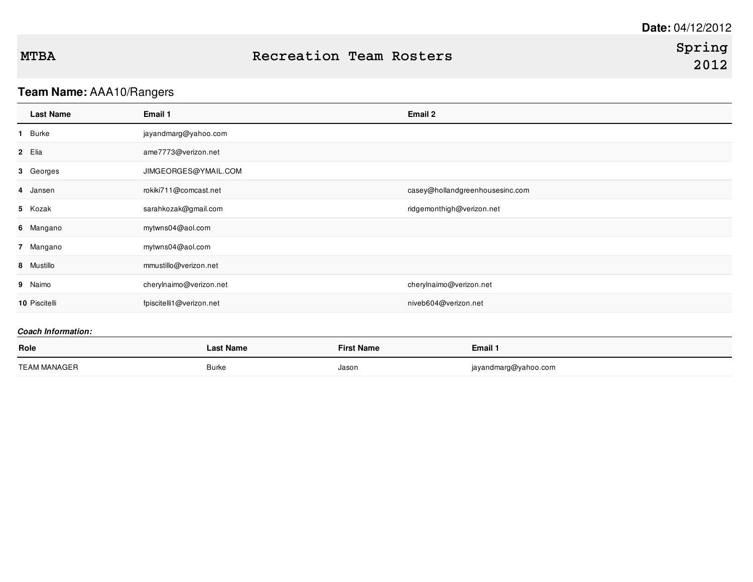**Date:** 04/12/2012

**MTBA** — Recreation Team Rosters — Spring 2012

**Team Name:** AAA10/Rangers

| | Last Name | Email 1 | Email 2 |
|---|---|---|---|
| 1 | Burke | jayandmarg@yahoo.com | |
| 2 | Elia | ame7773@verizon.net | |
| 3 | Georges | JIMGEORGES@YMAIL.COM | |
| 4 | Jansen | rokiki711@comcast.net | casey@hollandgreenhousesinc.com |
| 5 | Kozak | sarahkozak@gmail.com | ridgemonthigh@verizon.net |
| 6 | Mangano | mytwns04@aol.com | |
| 7 | Mangano | mytwns04@aol.com | |
| 8 | Mustillo | mmustillo@verizon.net | |
| 9 | Naimo | cherylnaimo@verizon.net | cherylnaimo@verizon.net |
| 10 | Piscitelli | fpiscitelli1@verizon.net | niveb604@verizon.net |

***Coach Information:***

| Role | Last Name | First Name | Email 1 |
|---|---|---|---|
| TEAM MANAGER | Burke | Jason | jayandmarg@yahoo.com |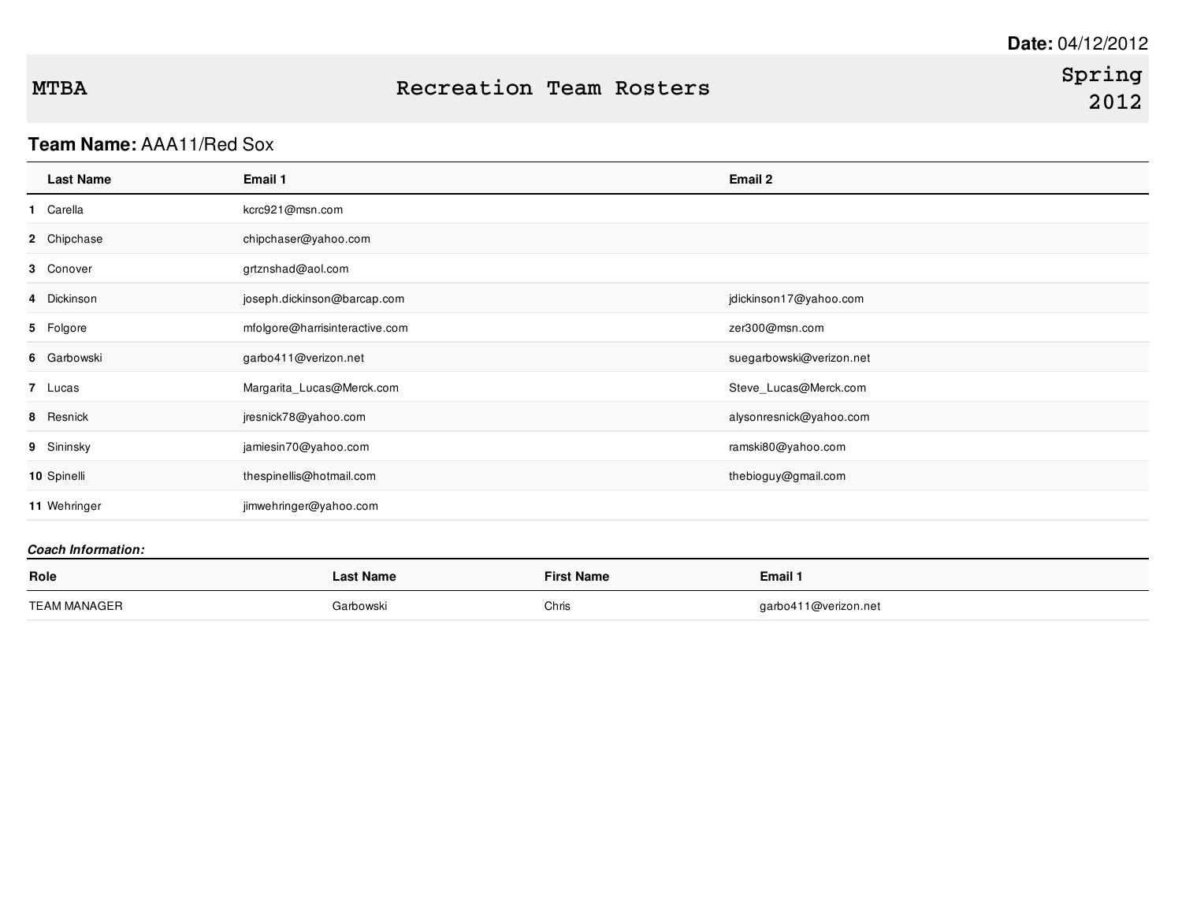**Date:** 04/12/2012

**MTBA** | **Recreation Team Rosters** | **Spring 2012**

**Team Name:** AAA11/Red Sox

| | Last Name | Email 1 | Email 2 |
|---|---|---|---|
| 1 | Carella | kcrc921@msn.com | |
| 2 | Chipchase | chipchaser@yahoo.com | |
| 3 | Conover | grtznshad@aol.com | |
| 4 | Dickinson | joseph.dickinson@barcap.com | jdickinson17@yahoo.com |
| 5 | Folgore | mfolgore@harrisinteractive.com | zer300@msn.com |
| 6 | Garbowski | garbo411@verizon.net | suegarbowski@verizon.net |
| 7 | Lucas | Margarita_Lucas@Merck.com | Steve_Lucas@Merck.com |
| 8 | Resnick | jresnick78@yahoo.com | alysonresnick@yahoo.com |
| 9 | Sininsky | jamiesin70@yahoo.com | ramski80@yahoo.com |
| 10 | Spinelli | thespinellis@hotmail.com | thebioguy@gmail.com |
| 11 | Wehringer | jimwehringer@yahoo.com | |

***Coach Information:***

| Role | Last Name | First Name | Email 1 |
|---|---|---|---|
| TEAM MANAGER | Garbowski | Chris | garbo411@verizon.net |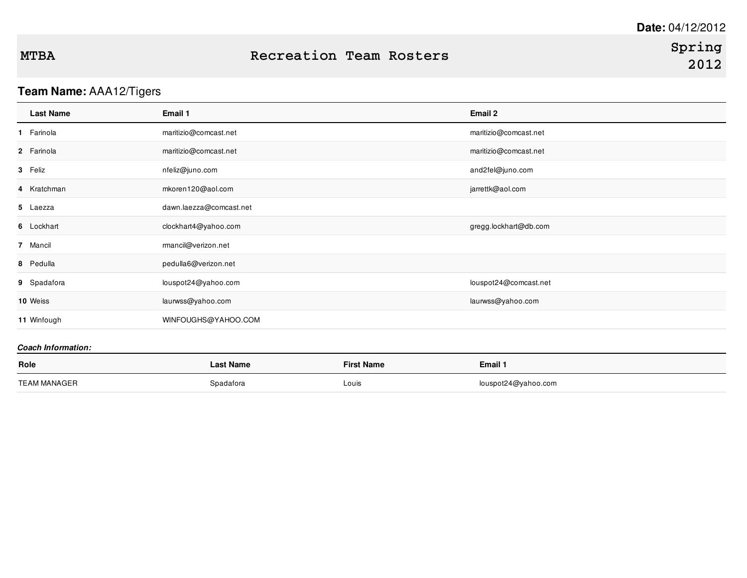**Date:** 04/12/2012

# MTBA — Recreation Team Rosters — Spring 2012

## Team Name: AAA12/Tigers

| | Last Name | Email 1 | Email 2 |
|---|---|---|---|
| 1 | Farinola | maritizio@comcast.net | maritizio@comcast.net |
| 2 | Farinola | maritizio@comcast.net | maritizio@comcast.net |
| 3 | Feliz | nfeliz@juno.com | and2fel@juno.com |
| 4 | Kratchman | mkoren120@aol.com | jarrettk@aol.com |
| 5 | Laezza | dawn.laezza@comcast.net | |
| 6 | Lockhart | clockhart4@yahoo.com | gregg.lockhart@db.com |
| 7 | Mancil | rmancil@verizon.net | |
| 8 | Pedulla | pedulla6@verizon.net | |
| 9 | Spadafora | louspot24@yahoo.com | louspot24@comcast.net |
| 10 | Weiss | laurwss@yahoo.com | laurwss@yahoo.com |
| 11 | Winfough | WINFOUGHS@YAHOO.COM | |

***Coach Information:***

| Role | Last Name | First Name | Email 1 |
|---|---|---|---|
| TEAM MANAGER | Spadafora | Louis | louspot24@yahoo.com |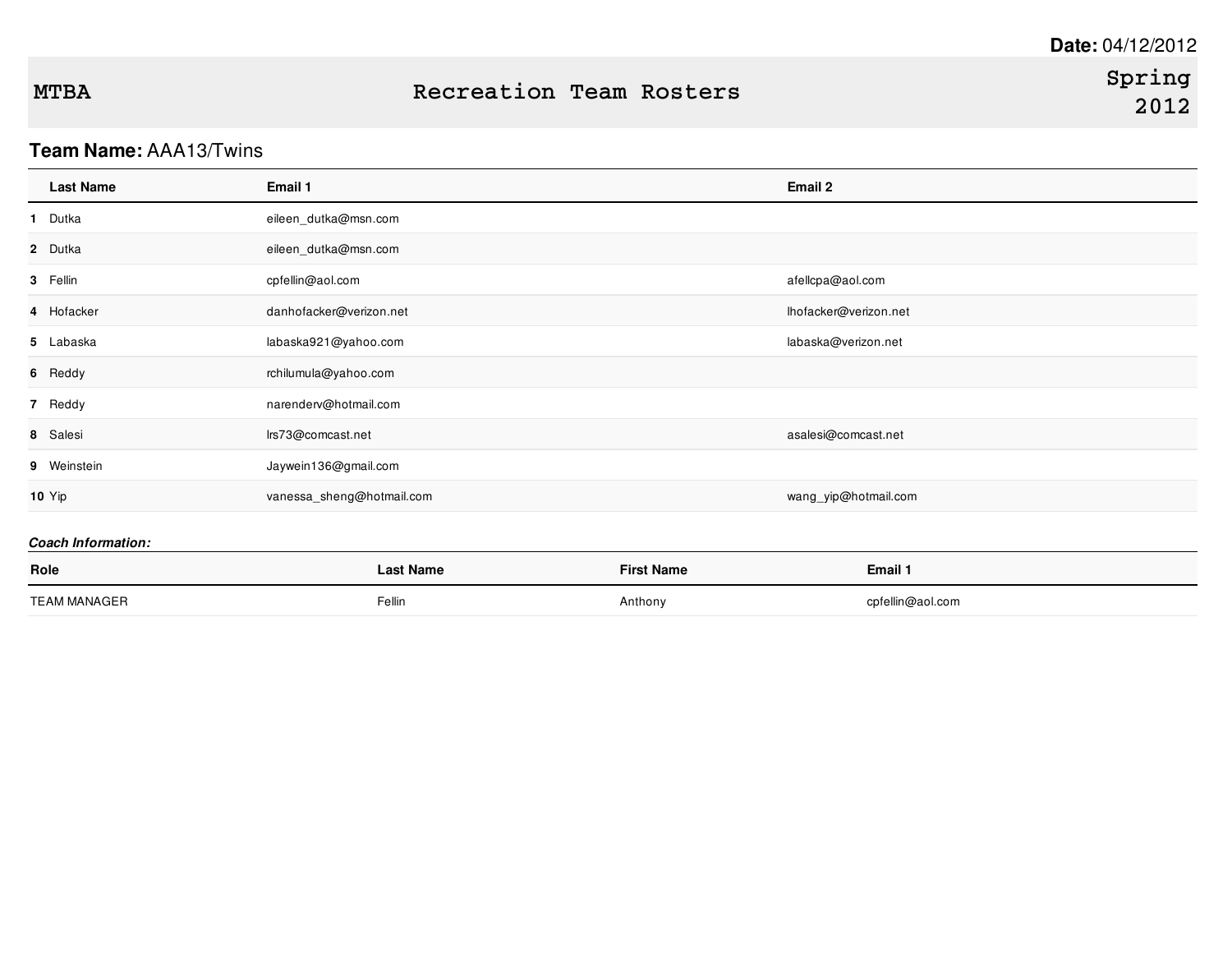Date: 04/12/2012

# MTBA Recreation Team Rosters Spring 2012

**Team Name:** AAA13/Twins

| | Last Name | Email 1 | Email 2 |
|---|---|---|---|
| 1 | Dutka | eileen_dutka@msn.com | |
| 2 | Dutka | eileen_dutka@msn.com | |
| 3 | Fellin | cpfellin@aol.com | afellcpa@aol.com |
| 4 | Hofacker | danhofacker@verizon.net | lhofacker@verizon.net |
| 5 | Labaska | labaska921@yahoo.com | labaska@verizon.net |
| 6 | Reddy | rchilumula@yahoo.com | |
| 7 | Reddy | narenderv@hotmail.com | |
| 8 | Salesi | lrs73@comcast.net | asalesi@comcast.net |
| 9 | Weinstein | Jaywein136@gmail.com | |
| 10 | Yip | vanessa_sheng@hotmail.com | wang_yip@hotmail.com |

***Coach Information:***

| Role | Last Name | First Name | Email 1 |
|---|---|---|---|
| TEAM MANAGER | Fellin | Anthony | cpfellin@aol.com |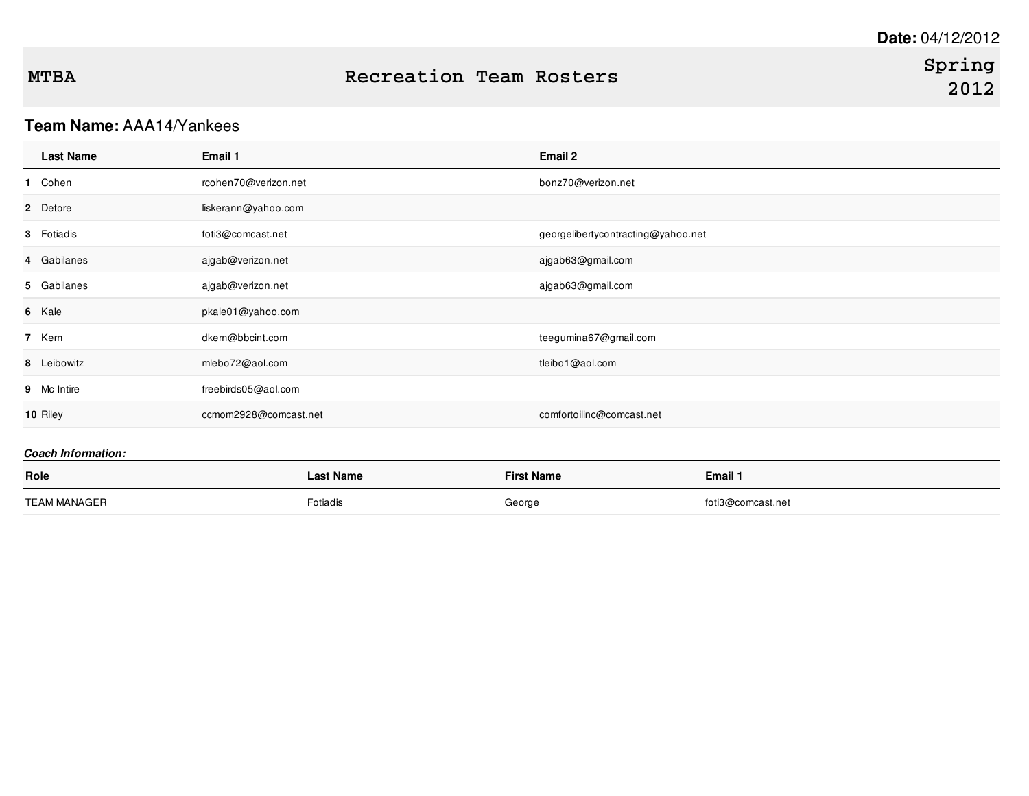**Date:** 04/12/2012

MTBA | Recreation Team Rosters | Spring 2012

**Team Name:** AAA14/Yankees

| | Last Name | Email 1 | Email 2 |
|---|---|---|---|
| 1 | Cohen | rcohen70@verizon.net | bonz70@verizon.net |
| 2 | Detore | liskerann@yahoo.com | |
| 3 | Fotiadis | foti3@comcast.net | georgelibertycontracting@yahoo.net |
| 4 | Gabilanes | ajgab@verizon.net | ajgab63@gmail.com |
| 5 | Gabilanes | ajgab@verizon.net | ajgab63@gmail.com |
| 6 | Kale | pkale01@yahoo.com | |
| 7 | Kern | dkern@bbcint.com | teegumina67@gmail.com |
| 8 | Leibowitz | mlebo72@aol.com | tleibo1@aol.com |
| 9 | Mc Intire | freebirds05@aol.com | |
| 10 | Riley | ccmom2928@comcast.net | comfortoilinc@comcast.net |

***Coach Information:***

| Role | Last Name | First Name | Email 1 |
|---|---|---|---|
| TEAM MANAGER | Fotiadis | George | foti3@comcast.net |